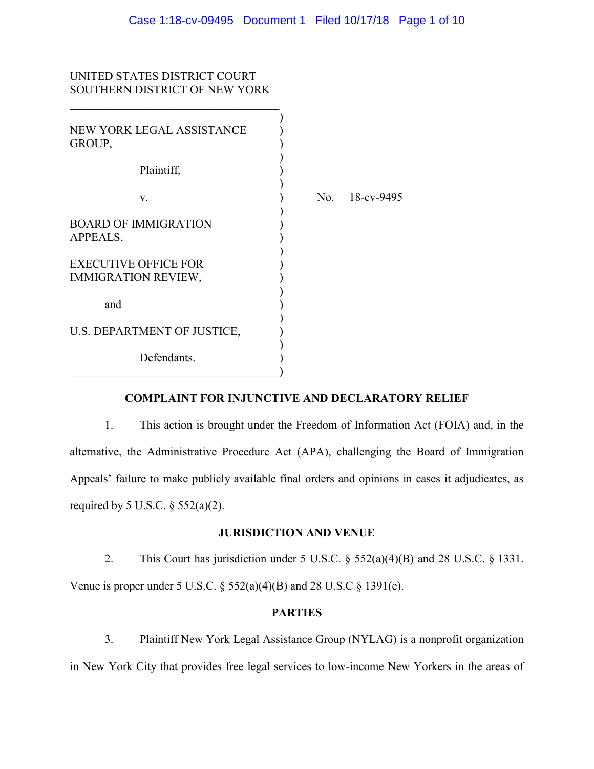UNITED STATES DISTRICT COURT
SOUTHERN DISTRICT OF NEW YORK

NEW YORK LEGAL ASSISTANCE GROUP,

Plaintiff,

v.

BOARD OF IMMIGRATION APPEALS,

EXECUTIVE OFFICE FOR IMMIGRATION REVIEW,

and

U.S. DEPARTMENT OF JUSTICE,

Defendants.

No. 18-cv-9495

## COMPLAINT FOR INJUNCTIVE AND DECLARATORY RELIEF

1. This action is brought under the Freedom of Information Act (FOIA) and, in the alternative, the Administrative Procedure Act (APA), challenging the Board of Immigration Appeals' failure to make publicly available final orders and opinions in cases it adjudicates, as required by 5 U.S.C. § 552(a)(2).

## JURISDICTION AND VENUE

2. This Court has jurisdiction under 5 U.S.C. § 552(a)(4)(B) and 28 U.S.C. § 1331. Venue is proper under 5 U.S.C. § 552(a)(4)(B) and 28 U.S.C § 1391(e).

## PARTIES

3. Plaintiff New York Legal Assistance Group (NYLAG) is a nonprofit organization in New York City that provides free legal services to low-income New Yorkers in the areas of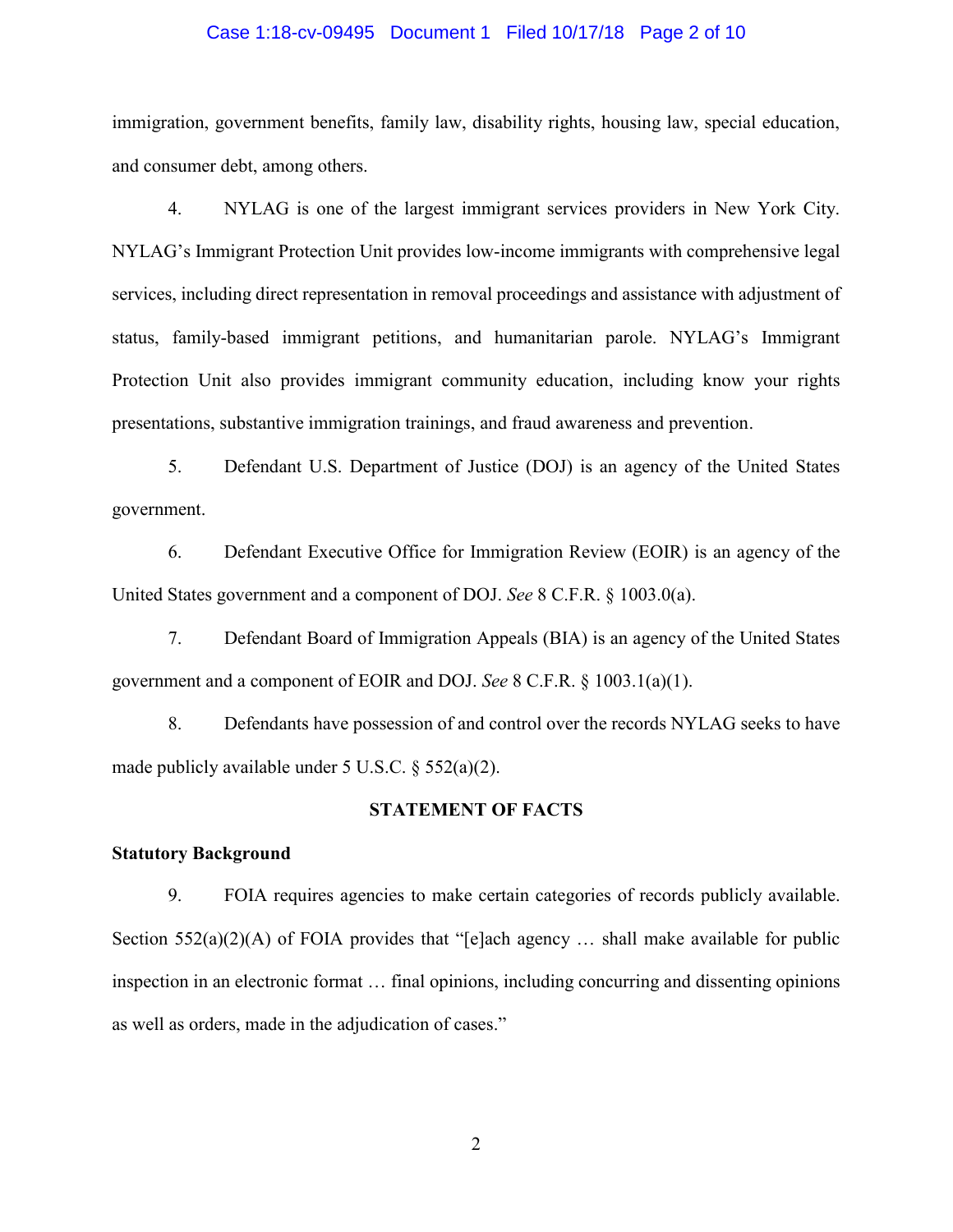immigration, government benefits, family law, disability rights, housing law, special education, and consumer debt, among others.

4. NYLAG is one of the largest immigrant services providers in New York City. NYLAG's Immigrant Protection Unit provides low-income immigrants with comprehensive legal services, including direct representation in removal proceedings and assistance with adjustment of status, family-based immigrant petitions, and humanitarian parole. NYLAG's Immigrant Protection Unit also provides immigrant community education, including know your rights presentations, substantive immigration trainings, and fraud awareness and prevention.

5. Defendant U.S. Department of Justice (DOJ) is an agency of the United States government.

6. Defendant Executive Office for Immigration Review (EOIR) is an agency of the United States government and a component of DOJ. *See* 8 C.F.R. § 1003.0(a).

7. Defendant Board of Immigration Appeals (BIA) is an agency of the United States government and a component of EOIR and DOJ. *See* 8 C.F.R. § 1003.1(a)(1).

8. Defendants have possession of and control over the records NYLAG seeks to have made publicly available under 5 U.S.C. § 552(a)(2).

## STATEMENT OF FACTS

### Statutory Background

9. FOIA requires agencies to make certain categories of records publicly available. Section 552(a)(2)(A) of FOIA provides that "[e]ach agency … shall make available for public inspection in an electronic format … final opinions, including concurring and dissenting opinions as well as orders, made in the adjudication of cases."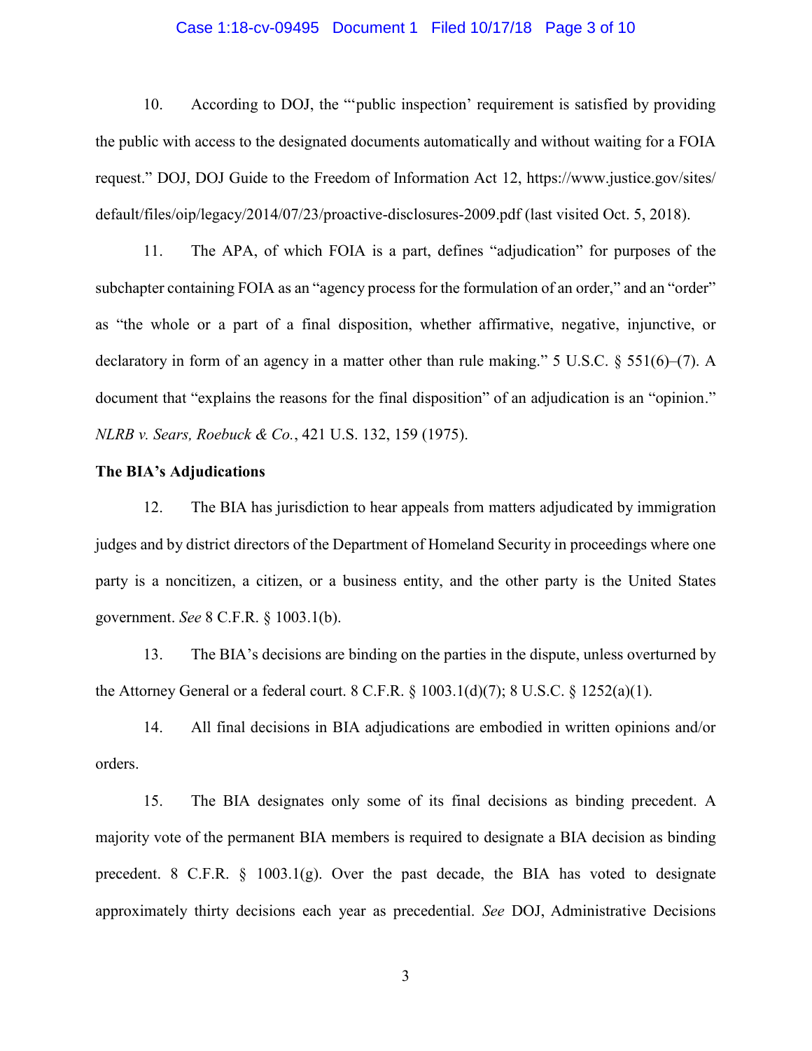10. According to DOJ, the "'public inspection' requirement is satisfied by providing the public with access to the designated documents automatically and without waiting for a FOIA request." DOJ, DOJ Guide to the Freedom of Information Act 12, https://www.justice.gov/sites/default/files/oip/legacy/2014/07/23/proactive-disclosures-2009.pdf (last visited Oct. 5, 2018).

11. The APA, of which FOIA is a part, defines "adjudication" for purposes of the subchapter containing FOIA as an "agency process for the formulation of an order," and an "order" as "the whole or a part of a final disposition, whether affirmative, negative, injunctive, or declaratory in form of an agency in a matter other than rule making." 5 U.S.C. § 551(6)–(7). A document that "explains the reasons for the final disposition" of an adjudication is an "opinion." *NLRB v. Sears, Roebuck & Co.*, 421 U.S. 132, 159 (1975).

**The BIA's Adjudications**

12. The BIA has jurisdiction to hear appeals from matters adjudicated by immigration judges and by district directors of the Department of Homeland Security in proceedings where one party is a noncitizen, a citizen, or a business entity, and the other party is the United States government. *See* 8 C.F.R. § 1003.1(b).

13. The BIA's decisions are binding on the parties in the dispute, unless overturned by the Attorney General or a federal court. 8 C.F.R. § 1003.1(d)(7); 8 U.S.C. § 1252(a)(1).

14. All final decisions in BIA adjudications are embodied in written opinions and/or orders.

15. The BIA designates only some of its final decisions as binding precedent. A majority vote of the permanent BIA members is required to designate a BIA decision as binding precedent. 8 C.F.R. § 1003.1(g). Over the past decade, the BIA has voted to designate approximately thirty decisions each year as precedential. *See* DOJ, Administrative Decisions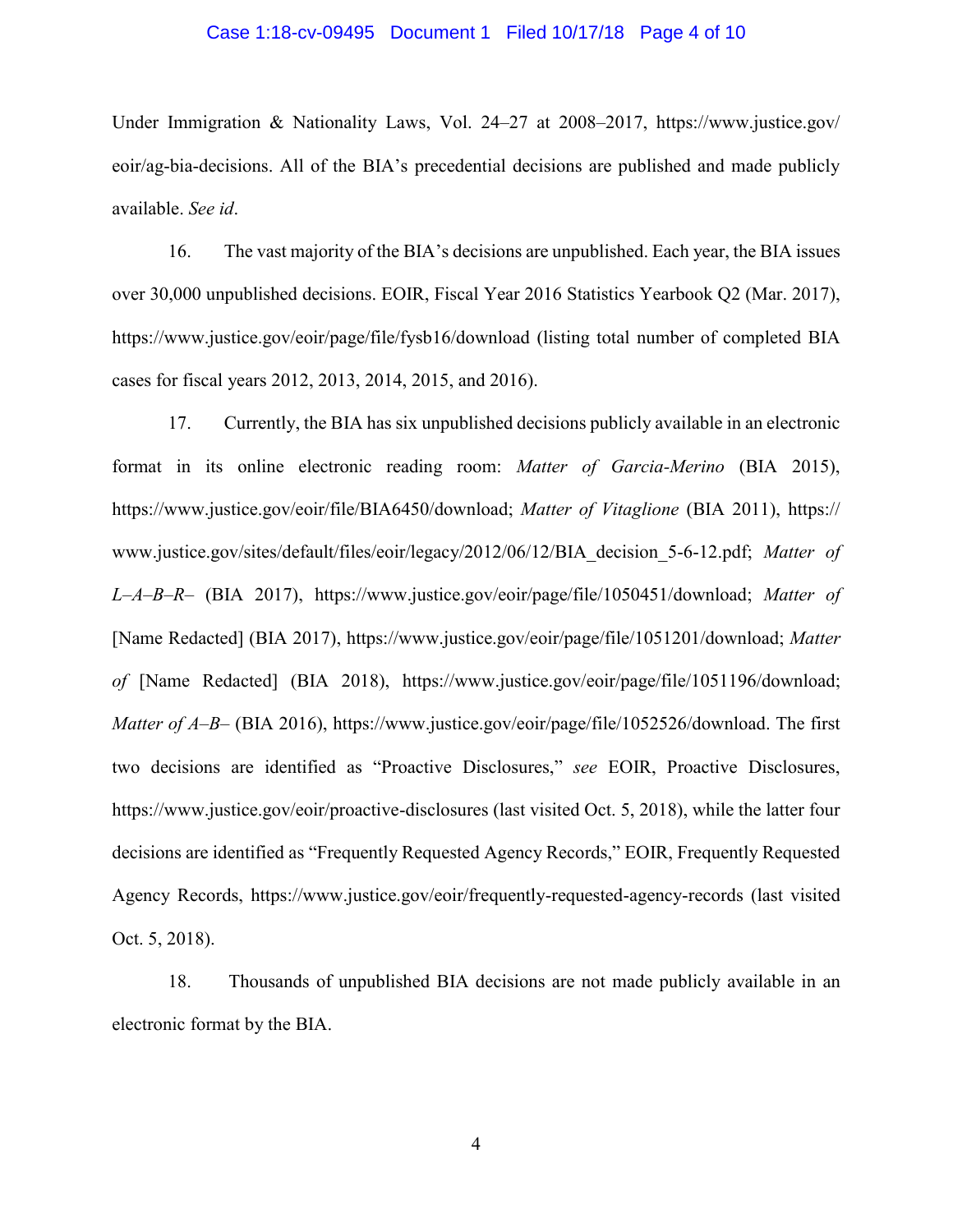Under Immigration & Nationality Laws, Vol. 24–27 at 2008–2017, https://www.justice.gov/eoir/ag-bia-decisions. All of the BIA's precedential decisions are published and made publicly available. *See id*.

16. The vast majority of the BIA's decisions are unpublished. Each year, the BIA issues over 30,000 unpublished decisions. EOIR, Fiscal Year 2016 Statistics Yearbook Q2 (Mar. 2017), https://www.justice.gov/eoir/page/file/fysb16/download (listing total number of completed BIA cases for fiscal years 2012, 2013, 2014, 2015, and 2016).

17. Currently, the BIA has six unpublished decisions publicly available in an electronic format in its online electronic reading room: *Matter of Garcia-Merino* (BIA 2015), https://www.justice.gov/eoir/file/BIA6450/download; *Matter of Vitaglione* (BIA 2011), https://www.justice.gov/sites/default/files/eoir/legacy/2012/06/12/BIA_decision_5-6-12.pdf; *Matter of L–A–B–R–* (BIA 2017), https://www.justice.gov/eoir/page/file/1050451/download; *Matter of* [Name Redacted] (BIA 2017), https://www.justice.gov/eoir/page/file/1051201/download; *Matter of* [Name Redacted] (BIA 2018), https://www.justice.gov/eoir/page/file/1051196/download; *Matter of A–B–* (BIA 2016), https://www.justice.gov/eoir/page/file/1052526/download. The first two decisions are identified as "Proactive Disclosures," *see* EOIR, Proactive Disclosures, https://www.justice.gov/eoir/proactive-disclosures (last visited Oct. 5, 2018), while the latter four decisions are identified as "Frequently Requested Agency Records," EOIR, Frequently Requested Agency Records, https://www.justice.gov/eoir/frequently-requested-agency-records (last visited Oct. 5, 2018).

18. Thousands of unpublished BIA decisions are not made publicly available in an electronic format by the BIA.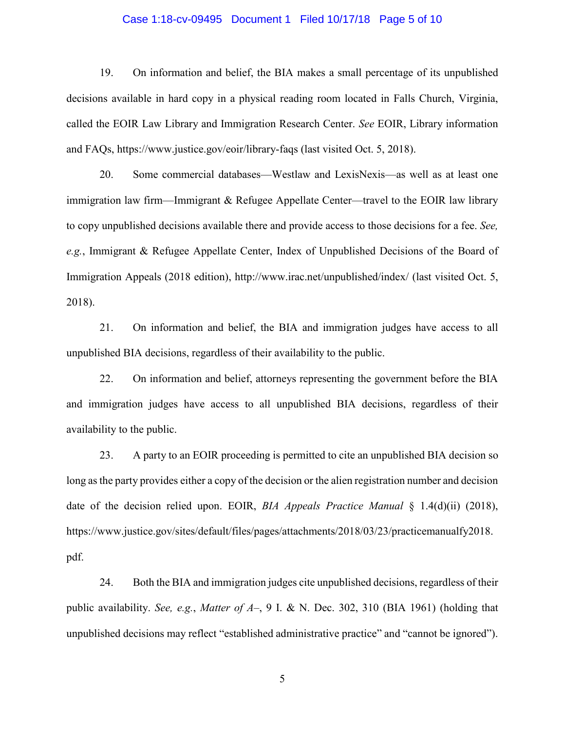19. On information and belief, the BIA makes a small percentage of its unpublished decisions available in hard copy in a physical reading room located in Falls Church, Virginia, called the EOIR Law Library and Immigration Research Center. *See* EOIR, Library information and FAQs, https://www.justice.gov/eoir/library-faqs (last visited Oct. 5, 2018).

20. Some commercial databases—Westlaw and LexisNexis—as well as at least one immigration law firm—Immigrant & Refugee Appellate Center—travel to the EOIR law library to copy unpublished decisions available there and provide access to those decisions for a fee. *See, e.g.*, Immigrant & Refugee Appellate Center, Index of Unpublished Decisions of the Board of Immigration Appeals (2018 edition), http://www.irac.net/unpublished/index/ (last visited Oct. 5, 2018).

21. On information and belief, the BIA and immigration judges have access to all unpublished BIA decisions, regardless of their availability to the public.

22. On information and belief, attorneys representing the government before the BIA and immigration judges have access to all unpublished BIA decisions, regardless of their availability to the public.

23. A party to an EOIR proceeding is permitted to cite an unpublished BIA decision so long as the party provides either a copy of the decision or the alien registration number and decision date of the decision relied upon. EOIR, *BIA Appeals Practice Manual* § 1.4(d)(ii) (2018), https://www.justice.gov/sites/default/files/pages/attachments/2018/03/23/practicemanualfy2018.pdf.

24. Both the BIA and immigration judges cite unpublished decisions, regardless of their public availability. *See, e.g.*, *Matter of A–*, 9 I. & N. Dec. 302, 310 (BIA 1961) (holding that unpublished decisions may reflect "established administrative practice" and "cannot be ignored").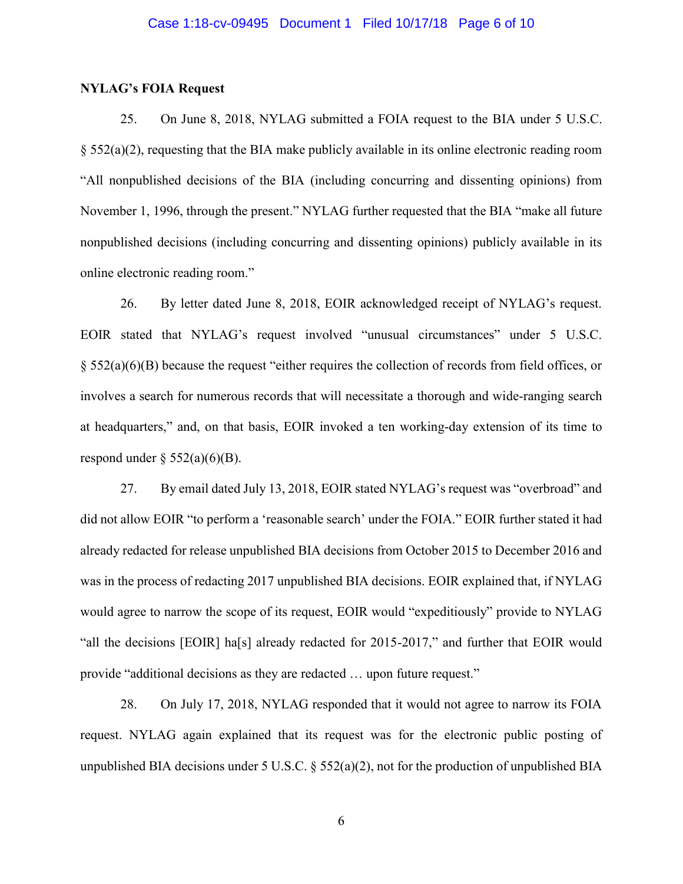**NYLAG's FOIA Request**

25. On June 8, 2018, NYLAG submitted a FOIA request to the BIA under 5 U.S.C. § 552(a)(2), requesting that the BIA make publicly available in its online electronic reading room "All nonpublished decisions of the BIA (including concurring and dissenting opinions) from November 1, 1996, through the present." NYLAG further requested that the BIA "make all future nonpublished decisions (including concurring and dissenting opinions) publicly available in its online electronic reading room."

26. By letter dated June 8, 2018, EOIR acknowledged receipt of NYLAG's request. EOIR stated that NYLAG's request involved "unusual circumstances" under 5 U.S.C. § 552(a)(6)(B) because the request "either requires the collection of records from field offices, or involves a search for numerous records that will necessitate a thorough and wide-ranging search at headquarters," and, on that basis, EOIR invoked a ten working-day extension of its time to respond under § 552(a)(6)(B).

27. By email dated July 13, 2018, EOIR stated NYLAG's request was "overbroad" and did not allow EOIR "to perform a 'reasonable search' under the FOIA." EOIR further stated it had already redacted for release unpublished BIA decisions from October 2015 to December 2016 and was in the process of redacting 2017 unpublished BIA decisions. EOIR explained that, if NYLAG would agree to narrow the scope of its request, EOIR would "expeditiously" provide to NYLAG "all the decisions [EOIR] ha[s] already redacted for 2015-2017," and further that EOIR would provide "additional decisions as they are redacted … upon future request."

28. On July 17, 2018, NYLAG responded that it would not agree to narrow its FOIA request. NYLAG again explained that its request was for the electronic public posting of unpublished BIA decisions under 5 U.S.C. § 552(a)(2), not for the production of unpublished BIA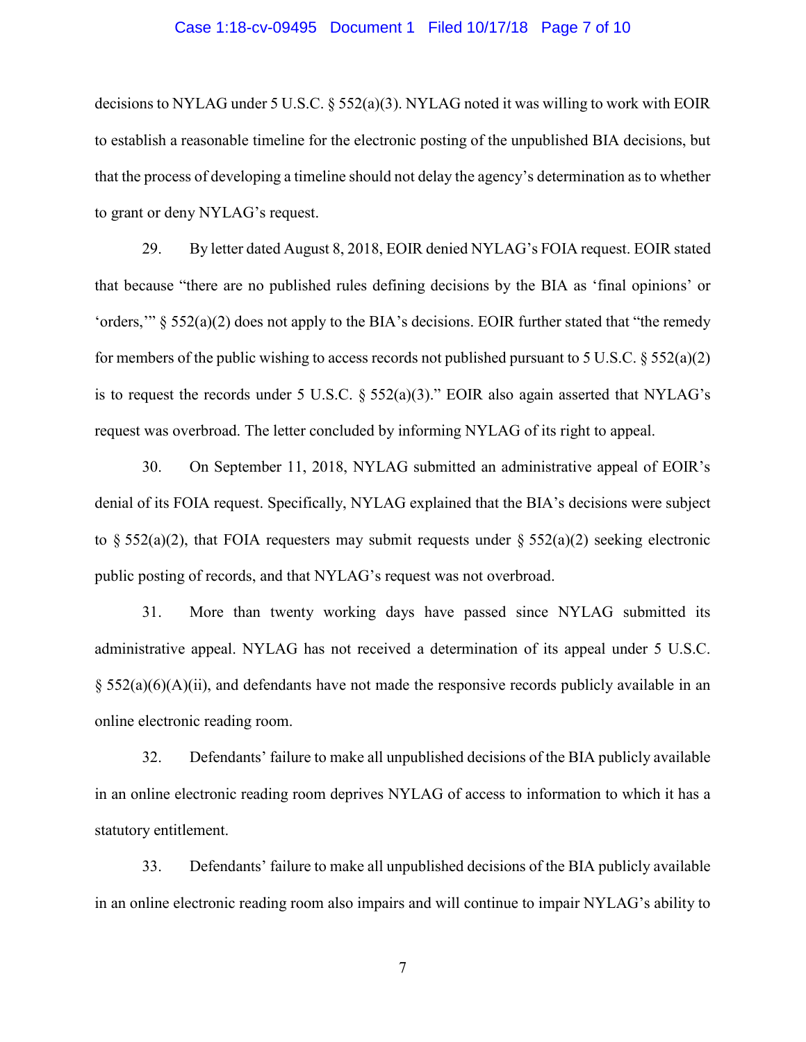decisions to NYLAG under 5 U.S.C. § 552(a)(3). NYLAG noted it was willing to work with EOIR to establish a reasonable timeline for the electronic posting of the unpublished BIA decisions, but that the process of developing a timeline should not delay the agency's determination as to whether to grant or deny NYLAG's request.

29. By letter dated August 8, 2018, EOIR denied NYLAG's FOIA request. EOIR stated that because "there are no published rules defining decisions by the BIA as 'final opinions' or 'orders,'" § 552(a)(2) does not apply to the BIA's decisions. EOIR further stated that "the remedy for members of the public wishing to access records not published pursuant to 5 U.S.C. § 552(a)(2) is to request the records under 5 U.S.C. § 552(a)(3)." EOIR also again asserted that NYLAG's request was overbroad. The letter concluded by informing NYLAG of its right to appeal.

30. On September 11, 2018, NYLAG submitted an administrative appeal of EOIR's denial of its FOIA request. Specifically, NYLAG explained that the BIA's decisions were subject to § 552(a)(2), that FOIA requesters may submit requests under § 552(a)(2) seeking electronic public posting of records, and that NYLAG's request was not overbroad.

31. More than twenty working days have passed since NYLAG submitted its administrative appeal. NYLAG has not received a determination of its appeal under 5 U.S.C. § 552(a)(6)(A)(ii), and defendants have not made the responsive records publicly available in an online electronic reading room.

32. Defendants' failure to make all unpublished decisions of the BIA publicly available in an online electronic reading room deprives NYLAG of access to information to which it has a statutory entitlement.

33. Defendants' failure to make all unpublished decisions of the BIA publicly available in an online electronic reading room also impairs and will continue to impair NYLAG's ability to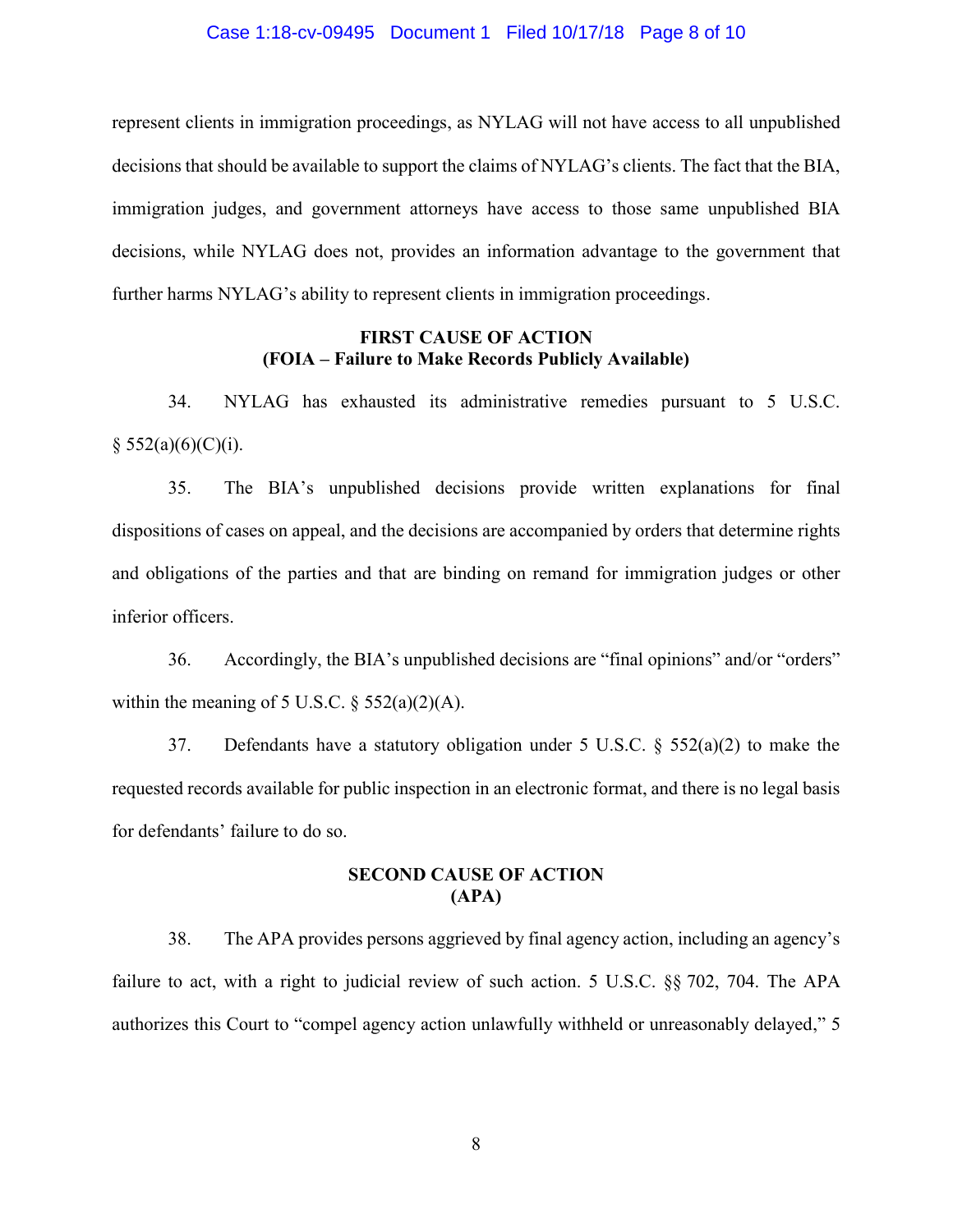represent clients in immigration proceedings, as NYLAG will not have access to all unpublished decisions that should be available to support the claims of NYLAG's clients. The fact that the BIA, immigration judges, and government attorneys have access to those same unpublished BIA decisions, while NYLAG does not, provides an information advantage to the government that further harms NYLAG's ability to represent clients in immigration proceedings.

**FIRST CAUSE OF ACTION**
**(FOIA – Failure to Make Records Publicly Available)**

34. NYLAG has exhausted its administrative remedies pursuant to 5 U.S.C. § 552(a)(6)(C)(i).

35. The BIA's unpublished decisions provide written explanations for final dispositions of cases on appeal, and the decisions are accompanied by orders that determine rights and obligations of the parties and that are binding on remand for immigration judges or other inferior officers.

36. Accordingly, the BIA's unpublished decisions are "final opinions" and/or "orders" within the meaning of 5 U.S.C. § 552(a)(2)(A).

37. Defendants have a statutory obligation under 5 U.S.C. § 552(a)(2) to make the requested records available for public inspection in an electronic format, and there is no legal basis for defendants' failure to do so.

**SECOND CAUSE OF ACTION**
**(APA)**

38. The APA provides persons aggrieved by final agency action, including an agency's failure to act, with a right to judicial review of such action. 5 U.S.C. §§ 702, 704. The APA authorizes this Court to "compel agency action unlawfully withheld or unreasonably delayed," 5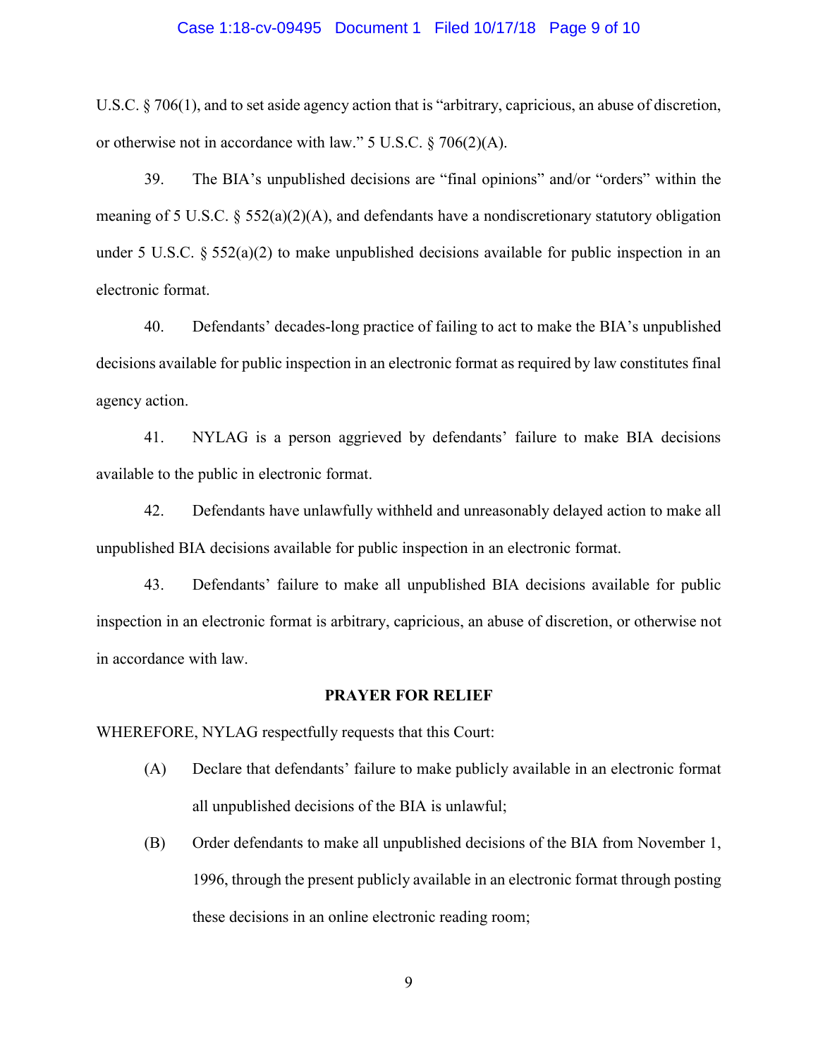U.S.C. § 706(1), and to set aside agency action that is "arbitrary, capricious, an abuse of discretion, or otherwise not in accordance with law." 5 U.S.C. § 706(2)(A).

39. The BIA's unpublished decisions are "final opinions" and/or "orders" within the meaning of 5 U.S.C. § 552(a)(2)(A), and defendants have a nondiscretionary statutory obligation under 5 U.S.C. § 552(a)(2) to make unpublished decisions available for public inspection in an electronic format.

40. Defendants' decades-long practice of failing to act to make the BIA's unpublished decisions available for public inspection in an electronic format as required by law constitutes final agency action.

41. NYLAG is a person aggrieved by defendants' failure to make BIA decisions available to the public in electronic format.

42. Defendants have unlawfully withheld and unreasonably delayed action to make all unpublished BIA decisions available for public inspection in an electronic format.

43. Defendants' failure to make all unpublished BIA decisions available for public inspection in an electronic format is arbitrary, capricious, an abuse of discretion, or otherwise not in accordance with law.

**PRAYER FOR RELIEF**

WHEREFORE, NYLAG respectfully requests that this Court:

(A) Declare that defendants' failure to make publicly available in an electronic format all unpublished decisions of the BIA is unlawful;

(B) Order defendants to make all unpublished decisions of the BIA from November 1, 1996, through the present publicly available in an electronic format through posting these decisions in an online electronic reading room;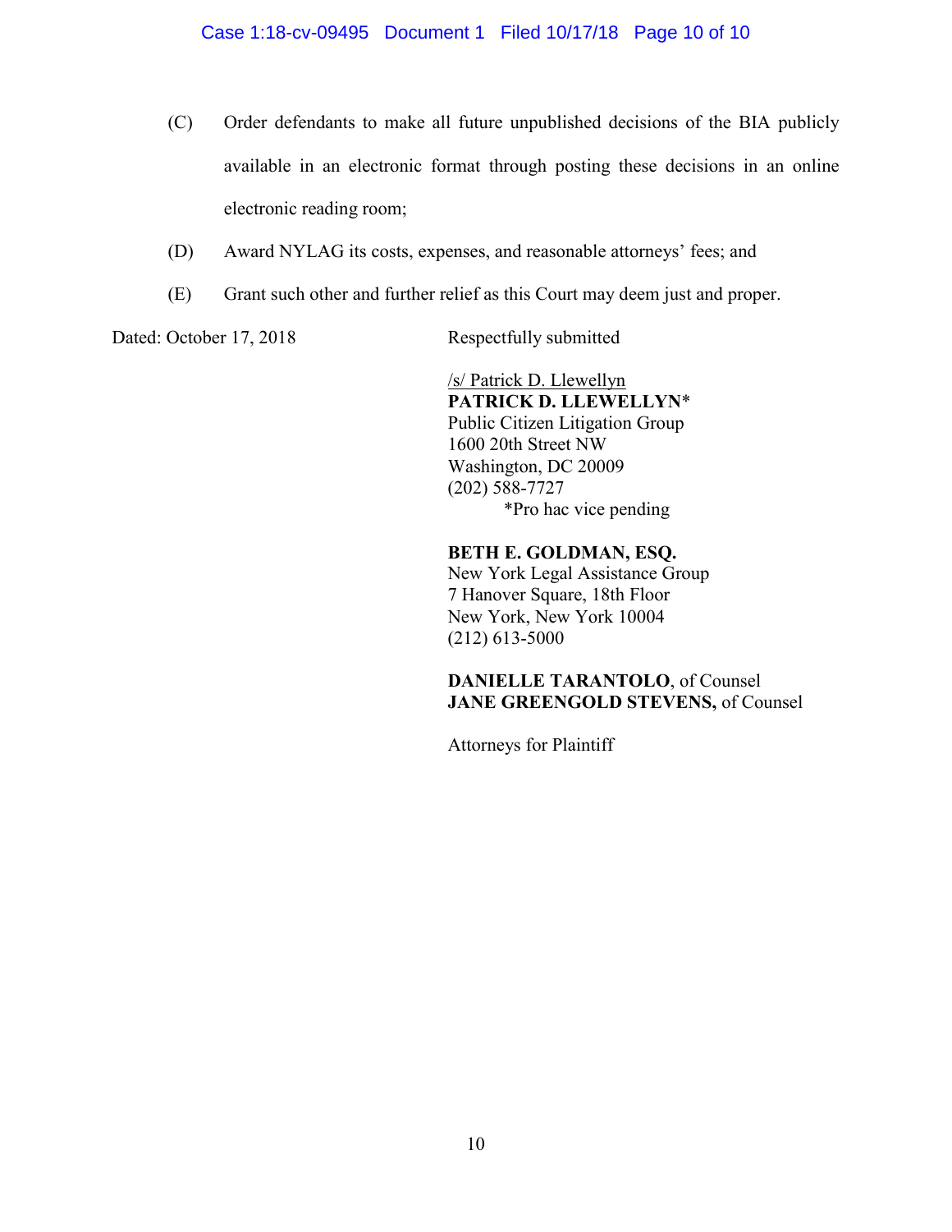(C) Order defendants to make all future unpublished decisions of the BIA publicly available in an electronic format through posting these decisions in an online electronic reading room;

(D) Award NYLAG its costs, expenses, and reasonable attorneys' fees; and

(E) Grant such other and further relief as this Court may deem just and proper.

Dated: October 17, 2018

Respectfully submitted

/s/ Patrick D. Llewellyn
**PATRICK D. LLEWELLYN***
Public Citizen Litigation Group
1600 20th Street NW
Washington, DC 20009
(202) 588-7727
*Pro hac vice pending

**BETH E. GOLDMAN, ESQ.**
New York Legal Assistance Group
7 Hanover Square, 18th Floor
New York, New York 10004
(212) 613-5000

**DANIELLE TARANTOLO**, of Counsel
**JANE GREENGOLD STEVENS,** of Counsel

Attorneys for Plaintiff